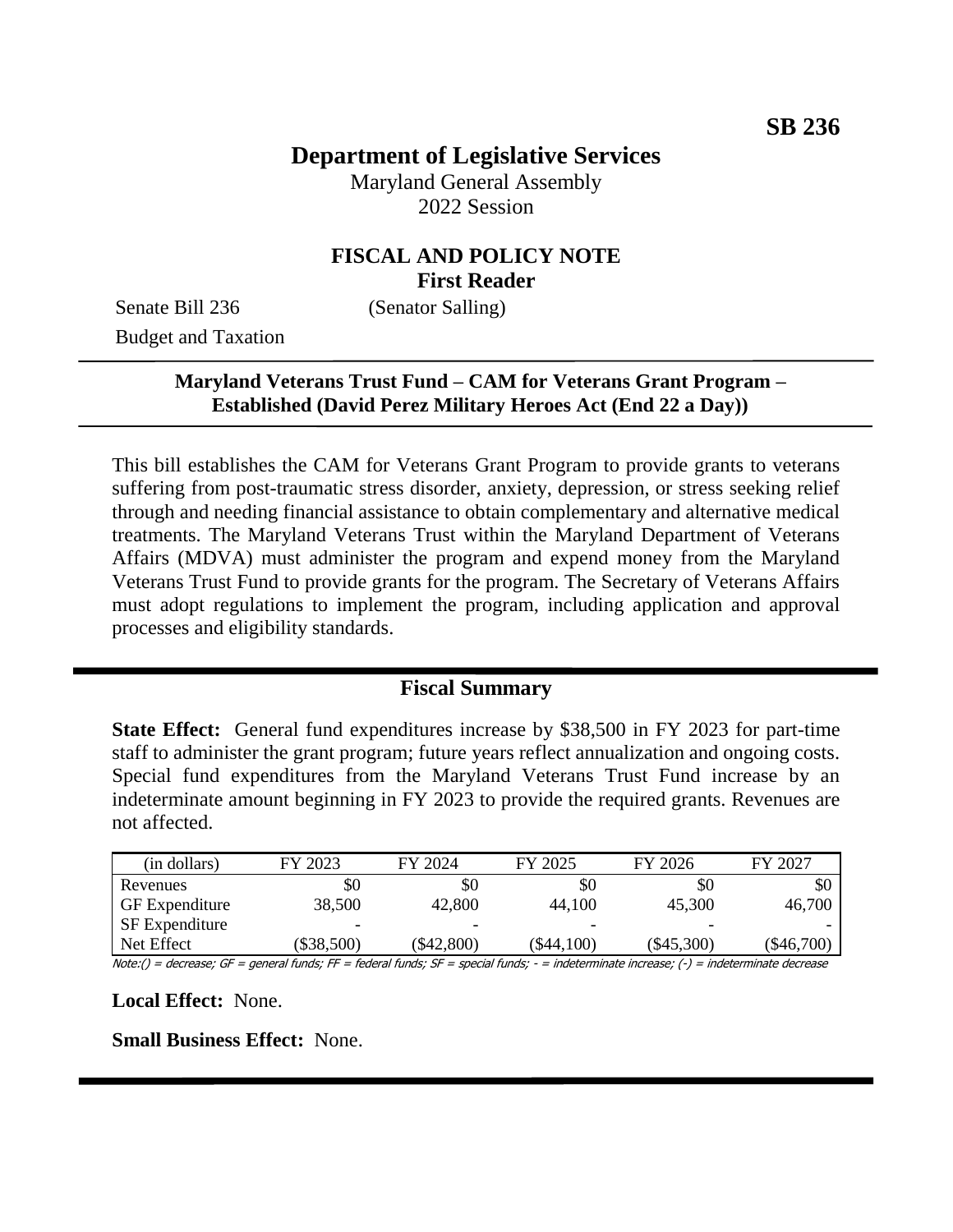**SB 236**

# Department of Legislative Services

Maryland General Assembly
2022 Session

## FISCAL AND POLICY NOTE
**First Reader**

Senate Bill 236 (Senator Salling)
Budget and Taxation

**Maryland Veterans Trust Fund – CAM for Veterans Grant Program – Established (David Perez Military Heroes Act (End 22 a Day))**

This bill establishes the CAM for Veterans Grant Program to provide grants to veterans suffering from post-traumatic stress disorder, anxiety, depression, or stress seeking relief through and needing financial assistance to obtain complementary and alternative medical treatments. The Maryland Veterans Trust within the Maryland Department of Veterans Affairs (MDVA) must administer the program and expend money from the Maryland Veterans Trust Fund to provide grants for the program. The Secretary of Veterans Affairs must adopt regulations to implement the program, including application and approval processes and eligibility standards.

## Fiscal Summary

**State Effect:** General fund expenditures increase by $38,500 in FY 2023 for part-time staff to administer the grant program; future years reflect annualization and ongoing costs. Special fund expenditures from the Maryland Veterans Trust Fund increase by an indeterminate amount beginning in FY 2023 to provide the required grants. Revenues are not affected.

| (in dollars) | FY 2023 | FY 2024 | FY 2025 | FY 2026 | FY 2027 |
|---|---|---|---|---|---|
| Revenues | $0 | $0 | $0 | $0 | $0 |
| GF Expenditure | 38,500 | 42,800 | 44,100 | 45,300 | 46,700 |
| SF Expenditure | - | - | - | - | - |
| Net Effect | ($38,500) | ($42,800) | ($44,100) | ($45,300) | ($46,700) |

Note:() = decrease; GF = general funds; FF = federal funds; SF = special funds; - = indeterminate increase; (-) = indeterminate decrease

**Local Effect:** None.

**Small Business Effect:** None.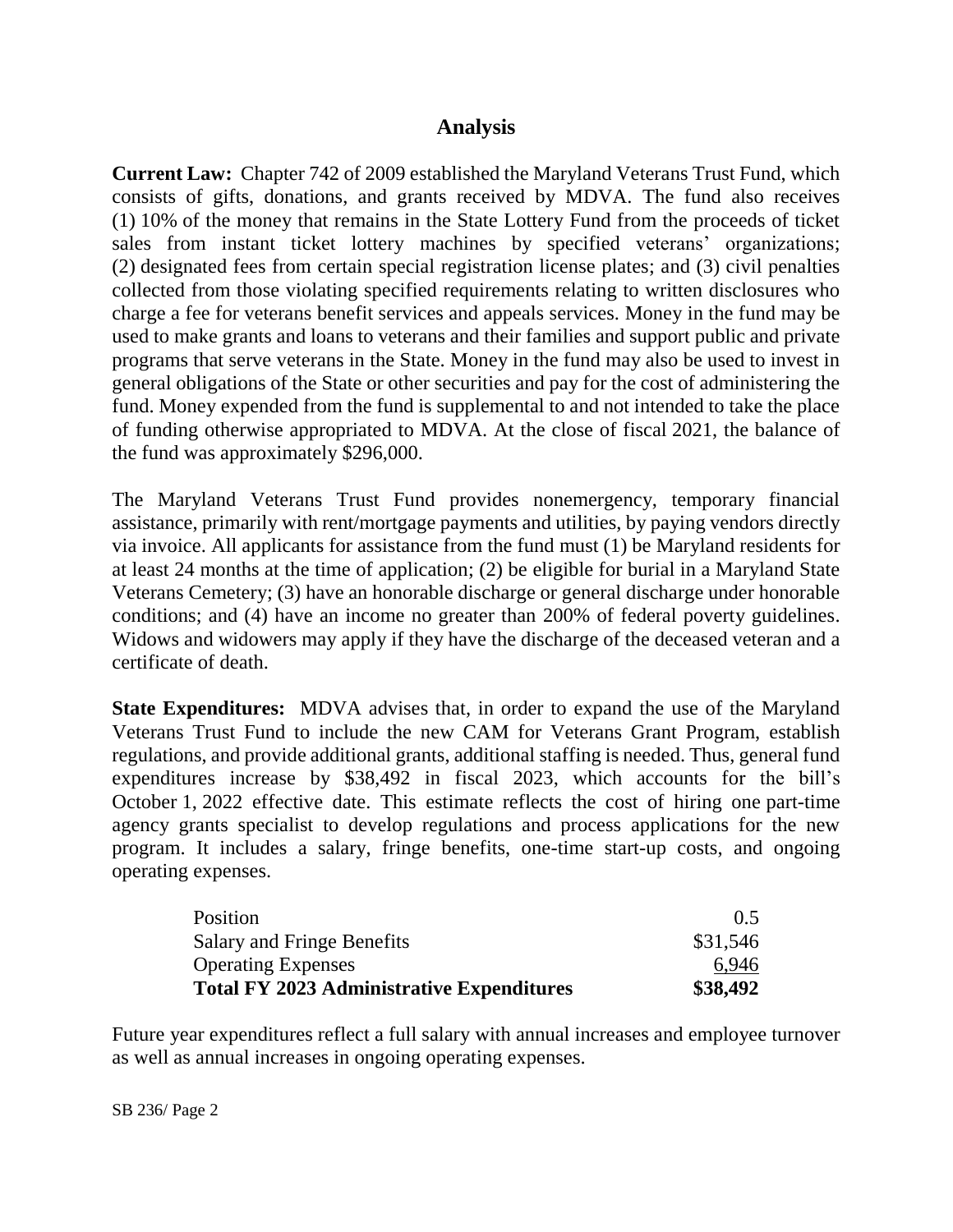## Analysis

**Current Law:** Chapter 742 of 2009 established the Maryland Veterans Trust Fund, which consists of gifts, donations, and grants received by MDVA. The fund also receives (1) 10% of the money that remains in the State Lottery Fund from the proceeds of ticket sales from instant ticket lottery machines by specified veterans' organizations; (2) designated fees from certain special registration license plates; and (3) civil penalties collected from those violating specified requirements relating to written disclosures who charge a fee for veterans benefit services and appeals services. Money in the fund may be used to make grants and loans to veterans and their families and support public and private programs that serve veterans in the State. Money in the fund may also be used to invest in general obligations of the State or other securities and pay for the cost of administering the fund. Money expended from the fund is supplemental to and not intended to take the place of funding otherwise appropriated to MDVA. At the close of fiscal 2021, the balance of the fund was approximately $296,000.

The Maryland Veterans Trust Fund provides nonemergency, temporary financial assistance, primarily with rent/mortgage payments and utilities, by paying vendors directly via invoice. All applicants for assistance from the fund must (1) be Maryland residents for at least 24 months at the time of application; (2) be eligible for burial in a Maryland State Veterans Cemetery; (3) have an honorable discharge or general discharge under honorable conditions; and (4) have an income no greater than 200% of federal poverty guidelines. Widows and widowers may apply if they have the discharge of the deceased veteran and a certificate of death.

**State Expenditures:** MDVA advises that, in order to expand the use of the Maryland Veterans Trust Fund to include the new CAM for Veterans Grant Program, establish regulations, and provide additional grants, additional staffing is needed. Thus, general fund expenditures increase by $38,492 in fiscal 2023, which accounts for the bill's October 1, 2022 effective date. This estimate reflects the cost of hiring one part-time agency grants specialist to develop regulations and process applications for the new program. It includes a salary, fringe benefits, one-time start-up costs, and ongoing operating expenses.

| | |
|---|---|
| Position | 0.5 |
| Salary and Fringe Benefits | $31,546 |
| Operating Expenses | 6,946 |
| **Total FY 2023 Administrative Expenditures** | **$38,492** |

Future year expenditures reflect a full salary with annual increases and employee turnover as well as annual increases in ongoing operating expenses.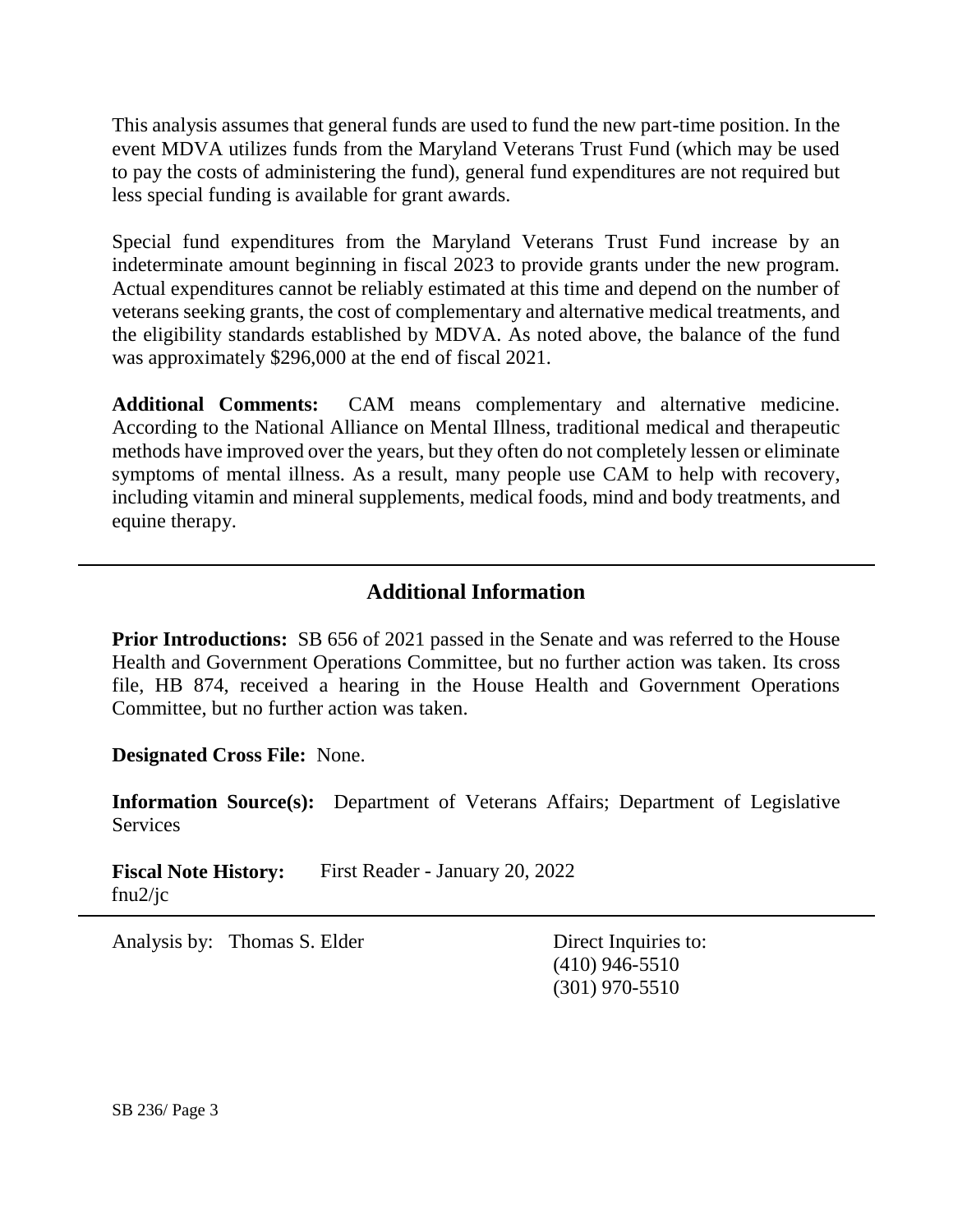This analysis assumes that general funds are used to fund the new part-time position. In the event MDVA utilizes funds from the Maryland Veterans Trust Fund (which may be used to pay the costs of administering the fund), general fund expenditures are not required but less special funding is available for grant awards.

Special fund expenditures from the Maryland Veterans Trust Fund increase by an indeterminate amount beginning in fiscal 2023 to provide grants under the new program. Actual expenditures cannot be reliably estimated at this time and depend on the number of veterans seeking grants, the cost of complementary and alternative medical treatments, and the eligibility standards established by MDVA. As noted above, the balance of the fund was approximately $296,000 at the end of fiscal 2021.

**Additional Comments:** CAM means complementary and alternative medicine. According to the National Alliance on Mental Illness, traditional medical and therapeutic methods have improved over the years, but they often do not completely lessen or eliminate symptoms of mental illness. As a result, many people use CAM to help with recovery, including vitamin and mineral supplements, medical foods, mind and body treatments, and equine therapy.

---

## Additional Information

**Prior Introductions:** SB 656 of 2021 passed in the Senate and was referred to the House Health and Government Operations Committee, but no further action was taken. Its cross file, HB 874, received a hearing in the House Health and Government Operations Committee, but no further action was taken.

**Designated Cross File:** None.

**Information Source(s):** Department of Veterans Affairs; Department of Legislative Services

**Fiscal Note History:** First Reader - January 20, 2022
fnu2/jc

---

Analysis by: Thomas S. Elder

Direct Inquiries to:
(410) 946-5510
(301) 970-5510